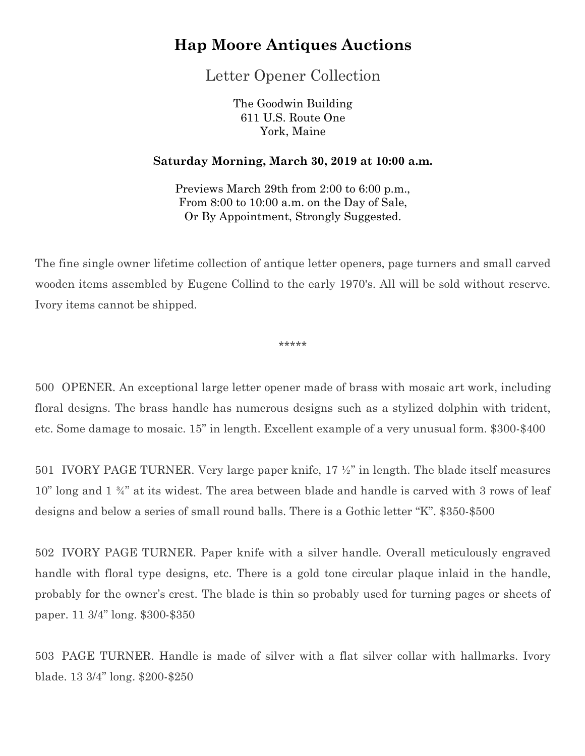# Hap Moore Antiques Auctions

## Letter Opener Collection

The Goodwin Building
611 U.S. Route One
York, Maine

**Saturday Morning, March 30, 2019 at 10:00 a.m.**

Previews March 29th from 2:00 to 6:00 p.m.,
From 8:00 to 10:00 a.m. on the Day of Sale,
Or By Appointment, Strongly Suggested.

The fine single owner lifetime collection of antique letter openers, page turners and small carved wooden items assembled by Eugene Collind to the early 1970's. All will be sold without reserve. Ivory items cannot be shipped.

*****

500 OPENER. An exceptional large letter opener made of brass with mosaic art work, including floral designs. The brass handle has numerous designs such as a stylized dolphin with trident, etc. Some damage to mosaic. 15" in length. Excellent example of a very unusual form. $300-$400

501 IVORY PAGE TURNER. Very large paper knife, 17 ½" in length. The blade itself measures 10" long and 1 ¾" at its widest. The area between blade and handle is carved with 3 rows of leaf designs and below a series of small round balls. There is a Gothic letter "K". $350-$500

502 IVORY PAGE TURNER. Paper knife with a silver handle. Overall meticulously engraved handle with floral type designs, etc. There is a gold tone circular plaque inlaid in the handle, probably for the owner's crest. The blade is thin so probably used for turning pages or sheets of paper. 11 3/4" long. $300-$350

503 PAGE TURNER. Handle is made of silver with a flat silver collar with hallmarks. Ivory blade. 13 3/4" long. $200-$250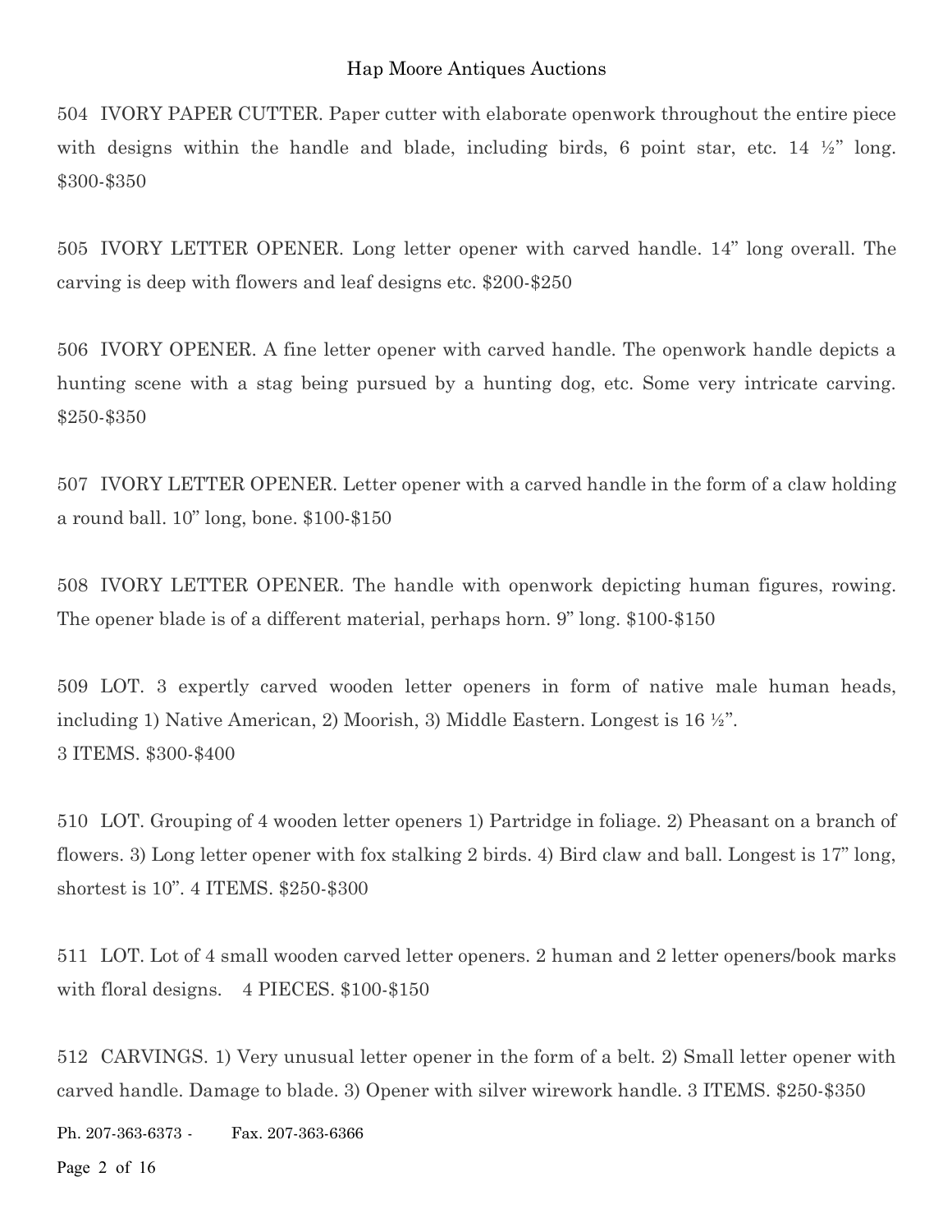504 IVORY PAPER CUTTER. Paper cutter with elaborate openwork throughout the entire piece with designs within the handle and blade, including birds, 6 point star, etc. 14 ½" long. $300-$350

505 IVORY LETTER OPENER. Long letter opener with carved handle. 14" long overall. The carving is deep with flowers and leaf designs etc. $200-$250

506 IVORY OPENER. A fine letter opener with carved handle. The openwork handle depicts a hunting scene with a stag being pursued by a hunting dog, etc. Some very intricate carving. $250-$350

507 IVORY LETTER OPENER. Letter opener with a carved handle in the form of a claw holding a round ball. 10" long, bone. $100-$150

508 IVORY LETTER OPENER. The handle with openwork depicting human figures, rowing. The opener blade is of a different material, perhaps horn. 9" long. $100-$150

509 LOT. 3 expertly carved wooden letter openers in form of native male human heads, including 1) Native American, 2) Moorish, 3) Middle Eastern. Longest is 16 ½".
3 ITEMS. $300-$400

510 LOT. Grouping of 4 wooden letter openers 1) Partridge in foliage. 2) Pheasant on a branch of flowers. 3) Long letter opener with fox stalking 2 birds. 4) Bird claw and ball. Longest is 17" long, shortest is 10". 4 ITEMS. $250-$300

511 LOT. Lot of 4 small wooden carved letter openers. 2 human and 2 letter openers/book marks with floral designs. 4 PIECES. $100-$150

512 CARVINGS. 1) Very unusual letter opener in the form of a belt. 2) Small letter opener with carved handle. Damage to blade. 3) Opener with silver wirework handle. 3 ITEMS. $250-$350

Ph. 207-363-6373 - Fax. 207-363-6366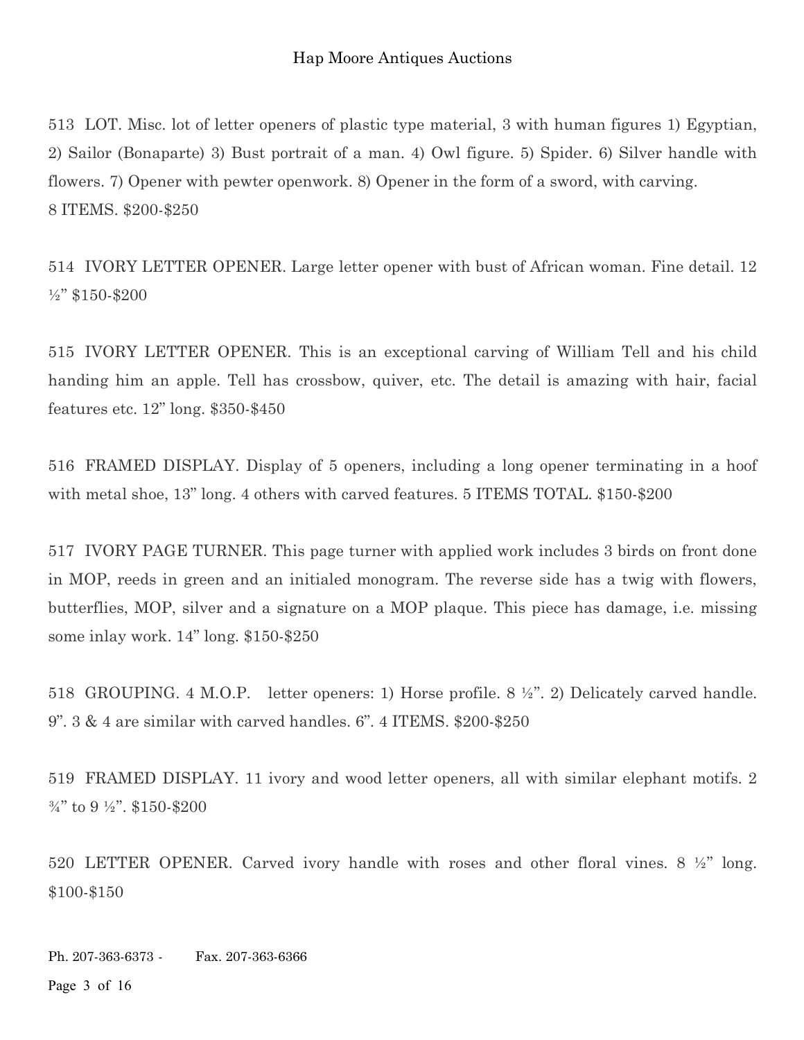513 LOT. Misc. lot of letter openers of plastic type material, 3 with human figures 1) Egyptian, 2) Sailor (Bonaparte) 3) Bust portrait of a man. 4) Owl figure. 5) Spider. 6) Silver handle with flowers. 7) Opener with pewter openwork. 8) Opener in the form of a sword, with carving. 8 ITEMS. $200-$250

514 IVORY LETTER OPENER. Large letter opener with bust of African woman. Fine detail. 12 ½" $150-$200

515 IVORY LETTER OPENER. This is an exceptional carving of William Tell and his child handing him an apple. Tell has crossbow, quiver, etc. The detail is amazing with hair, facial features etc. 12" long. $350-$450

516 FRAMED DISPLAY. Display of 5 openers, including a long opener terminating in a hoof with metal shoe, 13" long. 4 others with carved features. 5 ITEMS TOTAL. $150-$200

517 IVORY PAGE TURNER. This page turner with applied work includes 3 birds on front done in MOP, reeds in green and an initialed monogram. The reverse side has a twig with flowers, butterflies, MOP, silver and a signature on a MOP plaque. This piece has damage, i.e. missing some inlay work. 14" long. $150-$250

518 GROUPING. 4 M.O.P. letter openers: 1) Horse profile. 8 ½". 2) Delicately carved handle. 9". 3 & 4 are similar with carved handles. 6". 4 ITEMS. $200-$250

519 FRAMED DISPLAY. 11 ivory and wood letter openers, all with similar elephant motifs. 2 ¾" to 9 ½". $150-$200

520 LETTER OPENER. Carved ivory handle with roses and other floral vines. 8 ½" long. $100-$150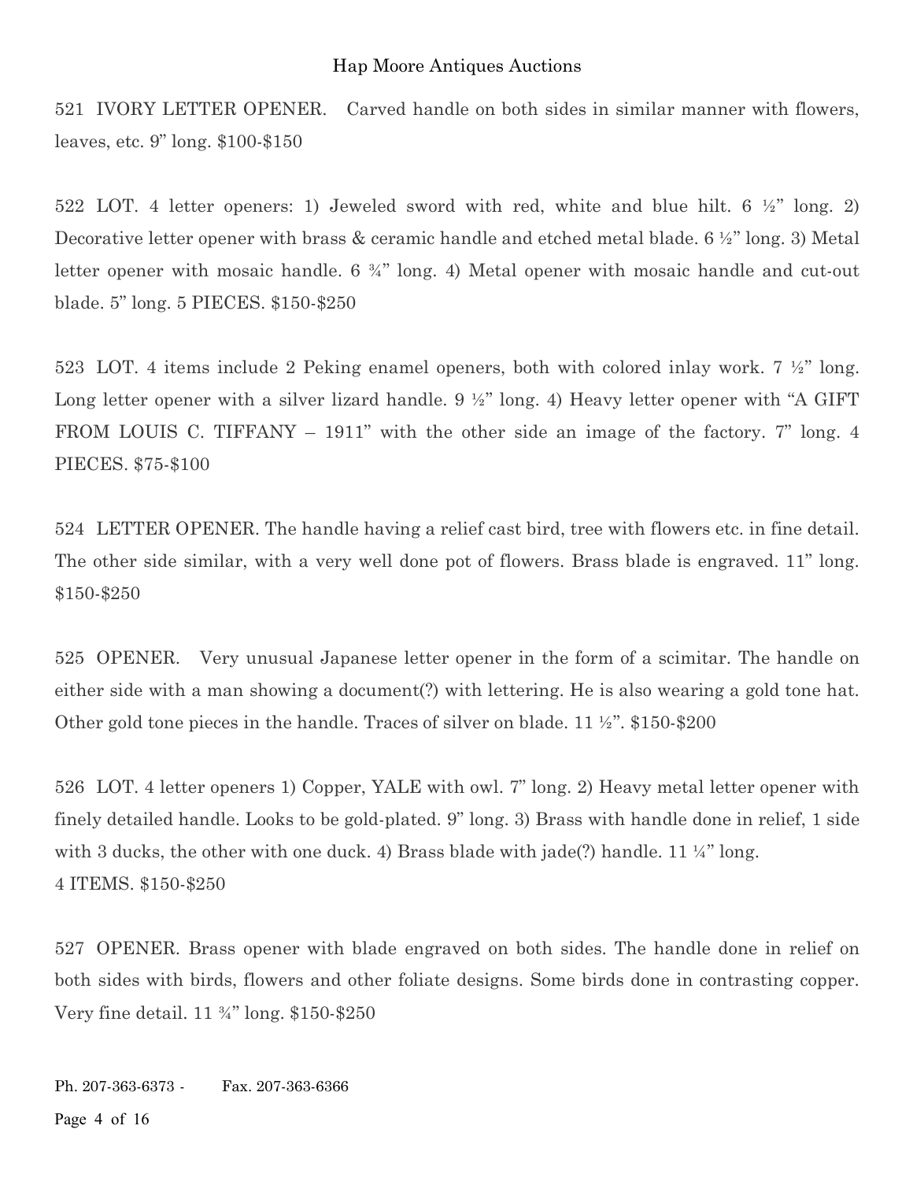521 IVORY LETTER OPENER. Carved handle on both sides in similar manner with flowers, leaves, etc. 9" long. $100-$150

522 LOT. 4 letter openers: 1) Jeweled sword with red, white and blue hilt. 6 ½" long. 2) Decorative letter opener with brass & ceramic handle and etched metal blade. 6 ½" long. 3) Metal letter opener with mosaic handle. 6 ¾" long. 4) Metal opener with mosaic handle and cut-out blade. 5" long. 5 PIECES. $150-$250

523 LOT. 4 items include 2 Peking enamel openers, both with colored inlay work. 7 ½" long. Long letter opener with a silver lizard handle. 9 ½" long. 4) Heavy letter opener with "A GIFT FROM LOUIS C. TIFFANY – 1911" with the other side an image of the factory. 7" long. 4 PIECES. $75-$100

524 LETTER OPENER. The handle having a relief cast bird, tree with flowers etc. in fine detail. The other side similar, with a very well done pot of flowers. Brass blade is engraved. 11" long. $150-$250

525 OPENER. Very unusual Japanese letter opener in the form of a scimitar. The handle on either side with a man showing a document(?) with lettering. He is also wearing a gold tone hat. Other gold tone pieces in the handle. Traces of silver on blade. 11 ½". $150-$200

526 LOT. 4 letter openers 1) Copper, YALE with owl. 7" long. 2) Heavy metal letter opener with finely detailed handle. Looks to be gold-plated. 9" long. 3) Brass with handle done in relief, 1 side with 3 ducks, the other with one duck. 4) Brass blade with jade(?) handle. 11 ¼" long.
4 ITEMS. $150-$250

527 OPENER. Brass opener with blade engraved on both sides. The handle done in relief on both sides with birds, flowers and other foliate designs. Some birds done in contrasting copper. Very fine detail. 11 ¾" long. $150-$250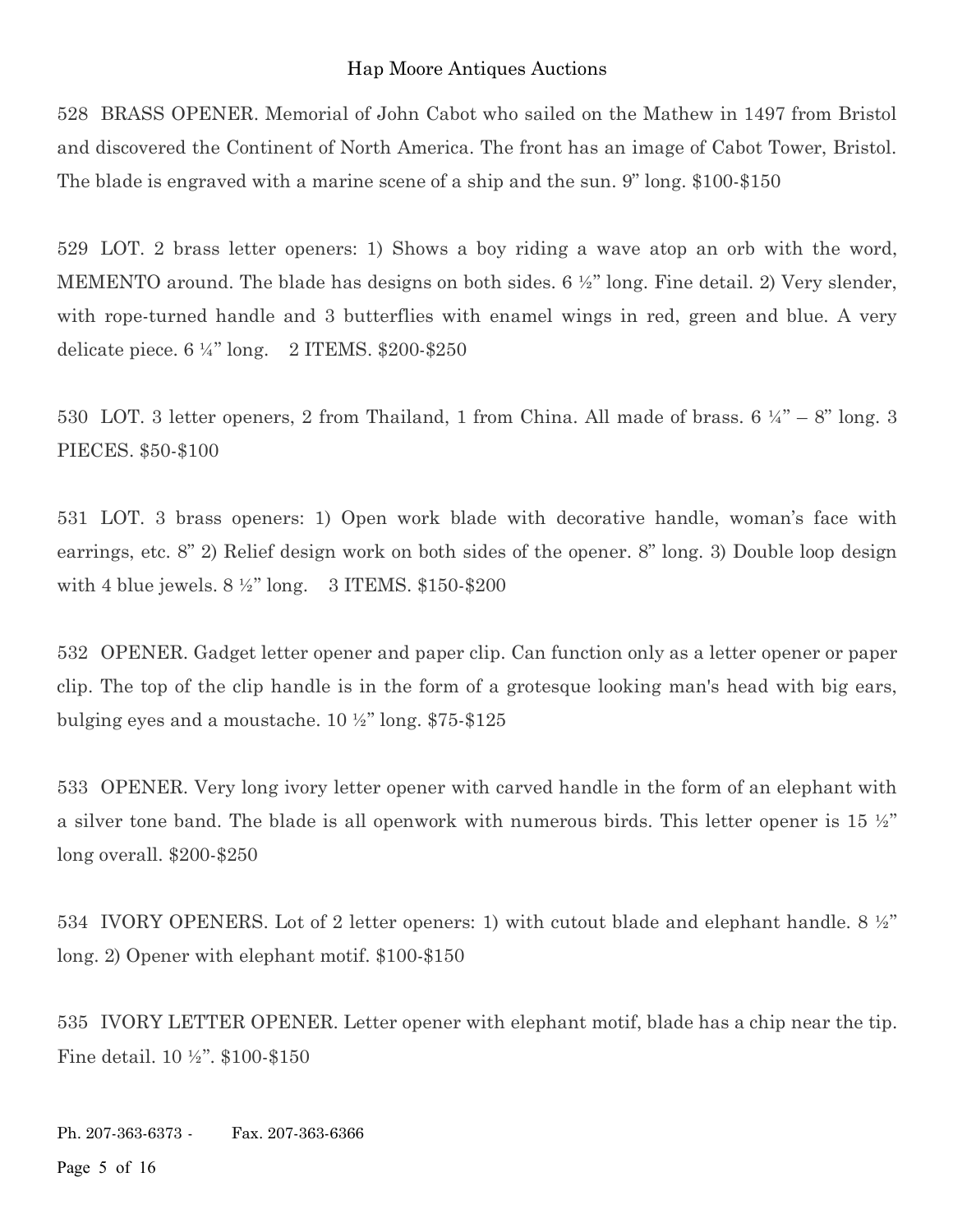528 BRASS OPENER. Memorial of John Cabot who sailed on the Mathew in 1497 from Bristol and discovered the Continent of North America. The front has an image of Cabot Tower, Bristol. The blade is engraved with a marine scene of a ship and the sun. 9” long. $100-$150

529 LOT. 2 brass letter openers: 1) Shows a boy riding a wave atop an orb with the word, MEMENTO around. The blade has designs on both sides. 6 ½” long. Fine detail. 2) Very slender, with rope-turned handle and 3 butterflies with enamel wings in red, green and blue. A very delicate piece. 6 ¼” long. 2 ITEMS. $200-$250

530 LOT. 3 letter openers, 2 from Thailand, 1 from China. All made of brass. 6 ¼” – 8” long. 3 PIECES. $50-$100

531 LOT. 3 brass openers: 1) Open work blade with decorative handle, woman’s face with earrings, etc. 8” 2) Relief design work on both sides of the opener. 8” long. 3) Double loop design with 4 blue jewels. 8 ½” long. 3 ITEMS. $150-$200

532 OPENER. Gadget letter opener and paper clip. Can function only as a letter opener or paper clip. The top of the clip handle is in the form of a grotesque looking man's head with big ears, bulging eyes and a moustache. 10 ½” long. $75-$125

533 OPENER. Very long ivory letter opener with carved handle in the form of an elephant with a silver tone band. The blade is all openwork with numerous birds. This letter opener is 15 ½” long overall. $200-$250

534 IVORY OPENERS. Lot of 2 letter openers: 1) with cutout blade and elephant handle. 8 ½” long. 2) Opener with elephant motif. $100-$150

535 IVORY LETTER OPENER. Letter opener with elephant motif, blade has a chip near the tip. Fine detail. 10 ½”. $100-$150

Ph. 207-363-6373 - Fax. 207-363-6366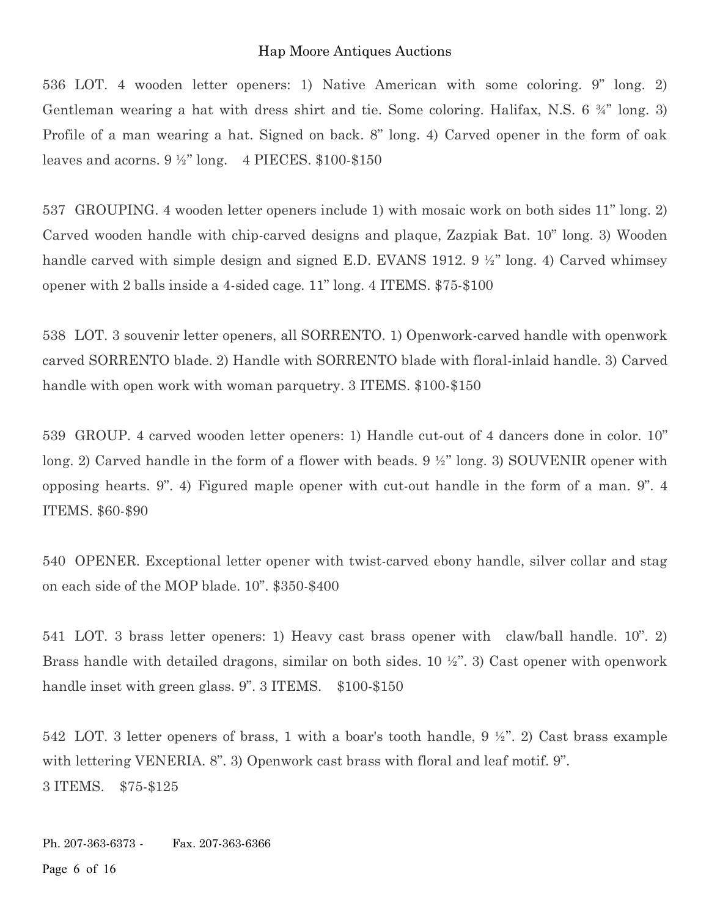536 LOT. 4 wooden letter openers: 1) Native American with some coloring. 9" long. 2) Gentleman wearing a hat with dress shirt and tie. Some coloring. Halifax, N.S. 6 ¾" long. 3) Profile of a man wearing a hat. Signed on back. 8" long. 4) Carved opener in the form of oak leaves and acorns. 9 ½" long. 4 PIECES. $100-$150

537 GROUPING. 4 wooden letter openers include 1) with mosaic work on both sides 11" long. 2) Carved wooden handle with chip-carved designs and plaque, Zazpiak Bat. 10" long. 3) Wooden handle carved with simple design and signed E.D. EVANS 1912. 9 ½" long. 4) Carved whimsey opener with 2 balls inside a 4-sided cage. 11" long. 4 ITEMS. $75-$100

538 LOT. 3 souvenir letter openers, all SORRENTO. 1) Openwork-carved handle with openwork carved SORRENTO blade. 2) Handle with SORRENTO blade with floral-inlaid handle. 3) Carved handle with open work with woman parquetry. 3 ITEMS. $100-$150

539 GROUP. 4 carved wooden letter openers: 1) Handle cut-out of 4 dancers done in color. 10" long. 2) Carved handle in the form of a flower with beads. 9 ½" long. 3) SOUVENIR opener with opposing hearts. 9". 4) Figured maple opener with cut-out handle in the form of a man. 9". 4 ITEMS. $60-$90

540 OPENER. Exceptional letter opener with twist-carved ebony handle, silver collar and stag on each side of the MOP blade. 10". $350-$400

541 LOT. 3 brass letter openers: 1) Heavy cast brass opener with claw/ball handle. 10". 2) Brass handle with detailed dragons, similar on both sides. 10 ½". 3) Cast opener with openwork handle inset with green glass. 9". 3 ITEMS. $100-$150

542 LOT. 3 letter openers of brass, 1 with a boar's tooth handle, 9 ½". 2) Cast brass example with lettering VENERIA. 8". 3) Openwork cast brass with floral and leaf motif. 9".
3 ITEMS. $75-$125

Ph. 207-363-6373 - Fax. 207-363-6366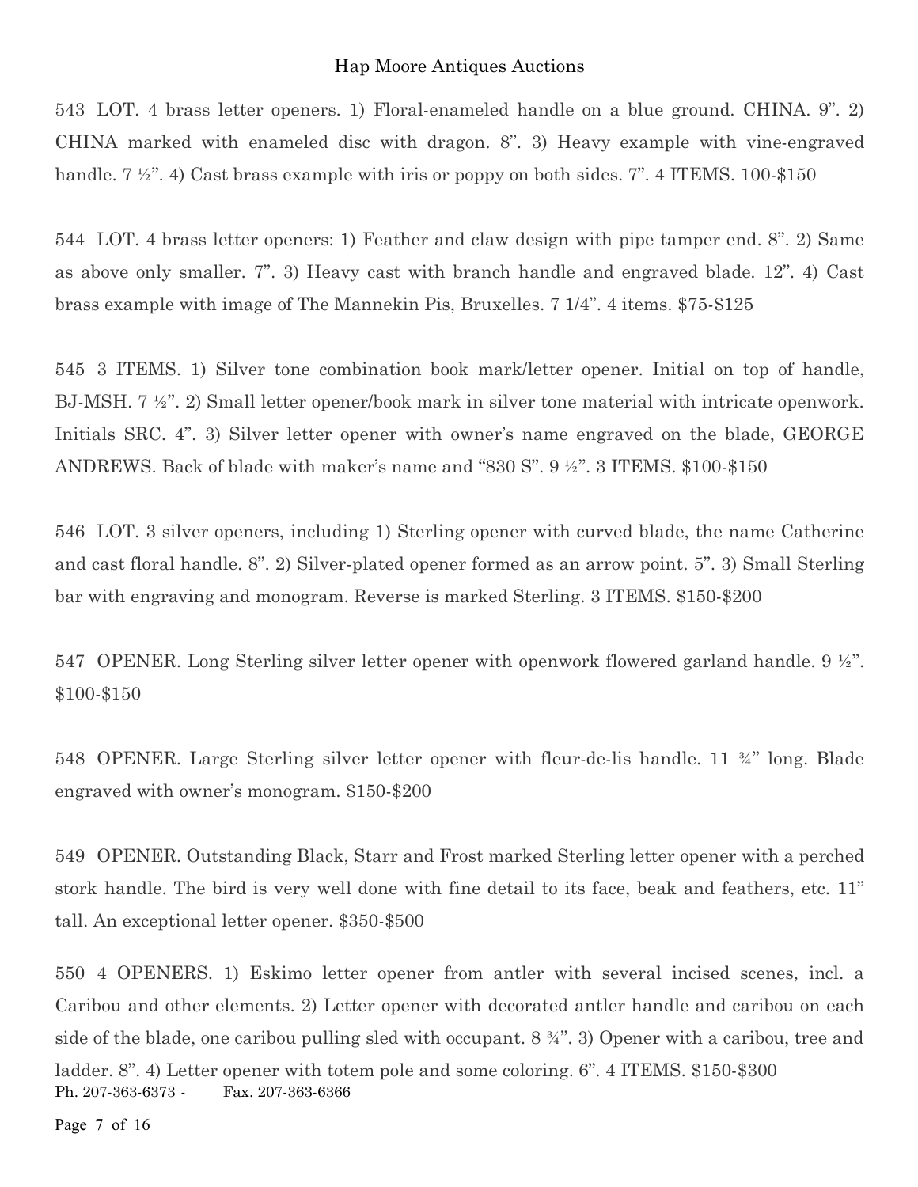543 LOT. 4 brass letter openers. 1) Floral-enameled handle on a blue ground. CHINA. 9". 2) CHINA marked with enameled disc with dragon. 8". 3) Heavy example with vine-engraved handle. 7 ½". 4) Cast brass example with iris or poppy on both sides. 7". 4 ITEMS. 100-$150

544 LOT. 4 brass letter openers: 1) Feather and claw design with pipe tamper end. 8". 2) Same as above only smaller. 7". 3) Heavy cast with branch handle and engraved blade. 12". 4) Cast brass example with image of The Mannekin Pis, Bruxelles. 7 1/4". 4 items. $75-$125

545 3 ITEMS. 1) Silver tone combination book mark/letter opener. Initial on top of handle, BJ-MSH. 7 ½". 2) Small letter opener/book mark in silver tone material with intricate openwork. Initials SRC. 4". 3) Silver letter opener with owner's name engraved on the blade, GEORGE ANDREWS. Back of blade with maker's name and "830 S". 9 ½". 3 ITEMS. $100-$150

546 LOT. 3 silver openers, including 1) Sterling opener with curved blade, the name Catherine and cast floral handle. 8". 2) Silver-plated opener formed as an arrow point. 5". 3) Small Sterling bar with engraving and monogram. Reverse is marked Sterling. 3 ITEMS. $150-$200

547 OPENER. Long Sterling silver letter opener with openwork flowered garland handle. 9 ½". $100-$150

548 OPENER. Large Sterling silver letter opener with fleur-de-lis handle. 11 ¾" long. Blade engraved with owner's monogram. $150-$200

549 OPENER. Outstanding Black, Starr and Frost marked Sterling letter opener with a perched stork handle. The bird is very well done with fine detail to its face, beak and feathers, etc. 11" tall. An exceptional letter opener. $350-$500

550 4 OPENERS. 1) Eskimo letter opener from antler with several incised scenes, incl. a Caribou and other elements. 2) Letter opener with decorated antler handle and caribou on each side of the blade, one caribou pulling sled with occupant. 8 ¾". 3) Opener with a caribou, tree and ladder. 8". 4) Letter opener with totem pole and some coloring. 6". 4 ITEMS. $150-$300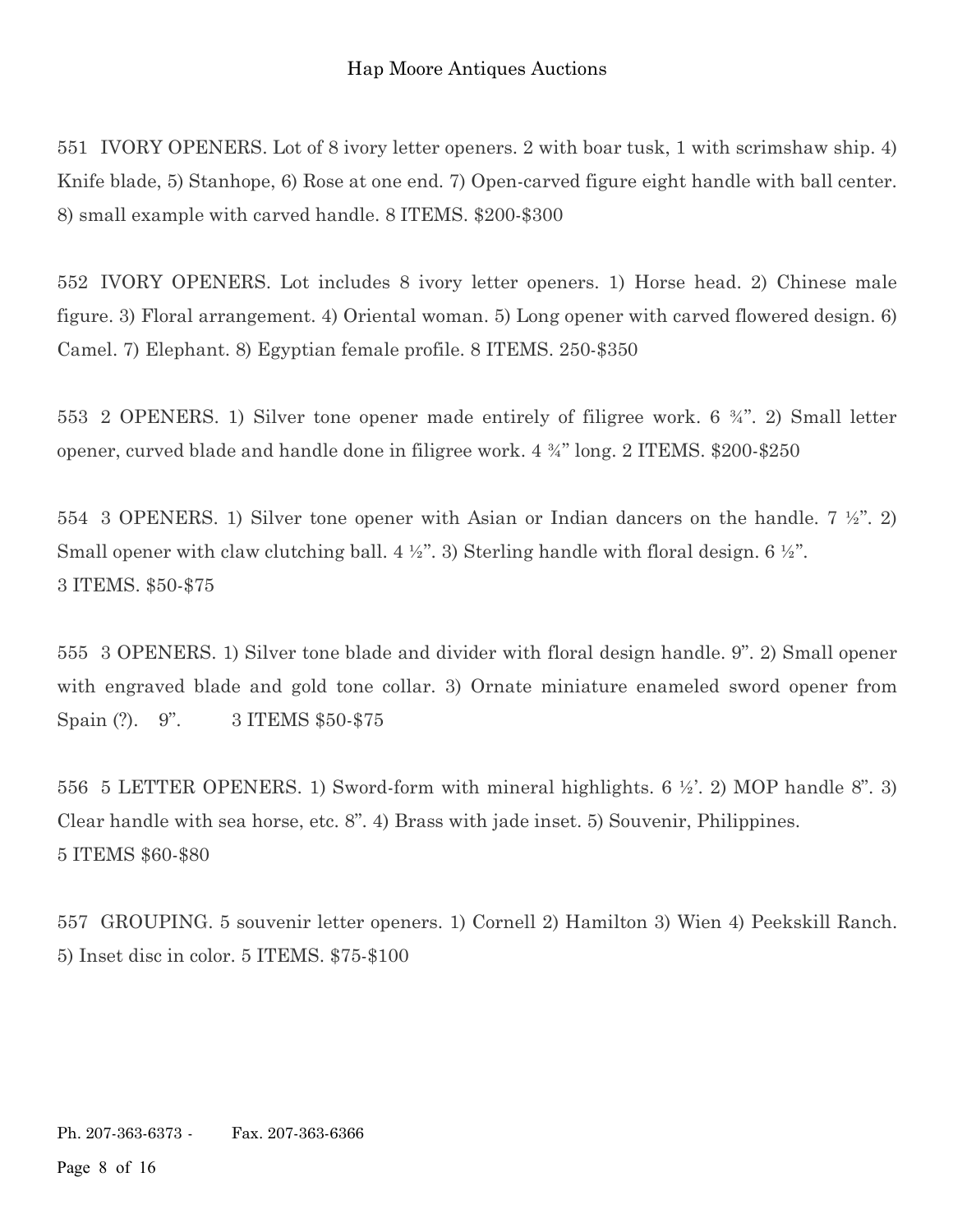551 IVORY OPENERS. Lot of 8 ivory letter openers. 2 with boar tusk, 1 with scrimshaw ship. 4) Knife blade, 5) Stanhope, 6) Rose at one end. 7) Open-carved figure eight handle with ball center. 8) small example with carved handle. 8 ITEMS. $200-$300

552 IVORY OPENERS. Lot includes 8 ivory letter openers. 1) Horse head. 2) Chinese male figure. 3) Floral arrangement. 4) Oriental woman. 5) Long opener with carved flowered design. 6) Camel. 7) Elephant. 8) Egyptian female profile. 8 ITEMS. 250-$350

553 2 OPENERS. 1) Silver tone opener made entirely of filigree work. 6 ¾". 2) Small letter opener, curved blade and handle done in filigree work. 4 ¾" long. 2 ITEMS. $200-$250

554 3 OPENERS. 1) Silver tone opener with Asian or Indian dancers on the handle. 7 ½". 2) Small opener with claw clutching ball. 4 ½". 3) Sterling handle with floral design. 6 ½".
3 ITEMS. $50-$75

555 3 OPENERS. 1) Silver tone blade and divider with floral design handle. 9". 2) Small opener with engraved blade and gold tone collar. 3) Ornate miniature enameled sword opener from Spain (?). 9". 3 ITEMS $50-$75

556 5 LETTER OPENERS. 1) Sword-form with mineral highlights. 6 ½'. 2) MOP handle 8". 3) Clear handle with sea horse, etc. 8". 4) Brass with jade inset. 5) Souvenir, Philippines.
5 ITEMS $60-$80

557 GROUPING. 5 souvenir letter openers. 1) Cornell 2) Hamilton 3) Wien 4) Peekskill Ranch. 5) Inset disc in color. 5 ITEMS. $75-$100

Ph. 207-363-6373 - Fax. 207-363-6366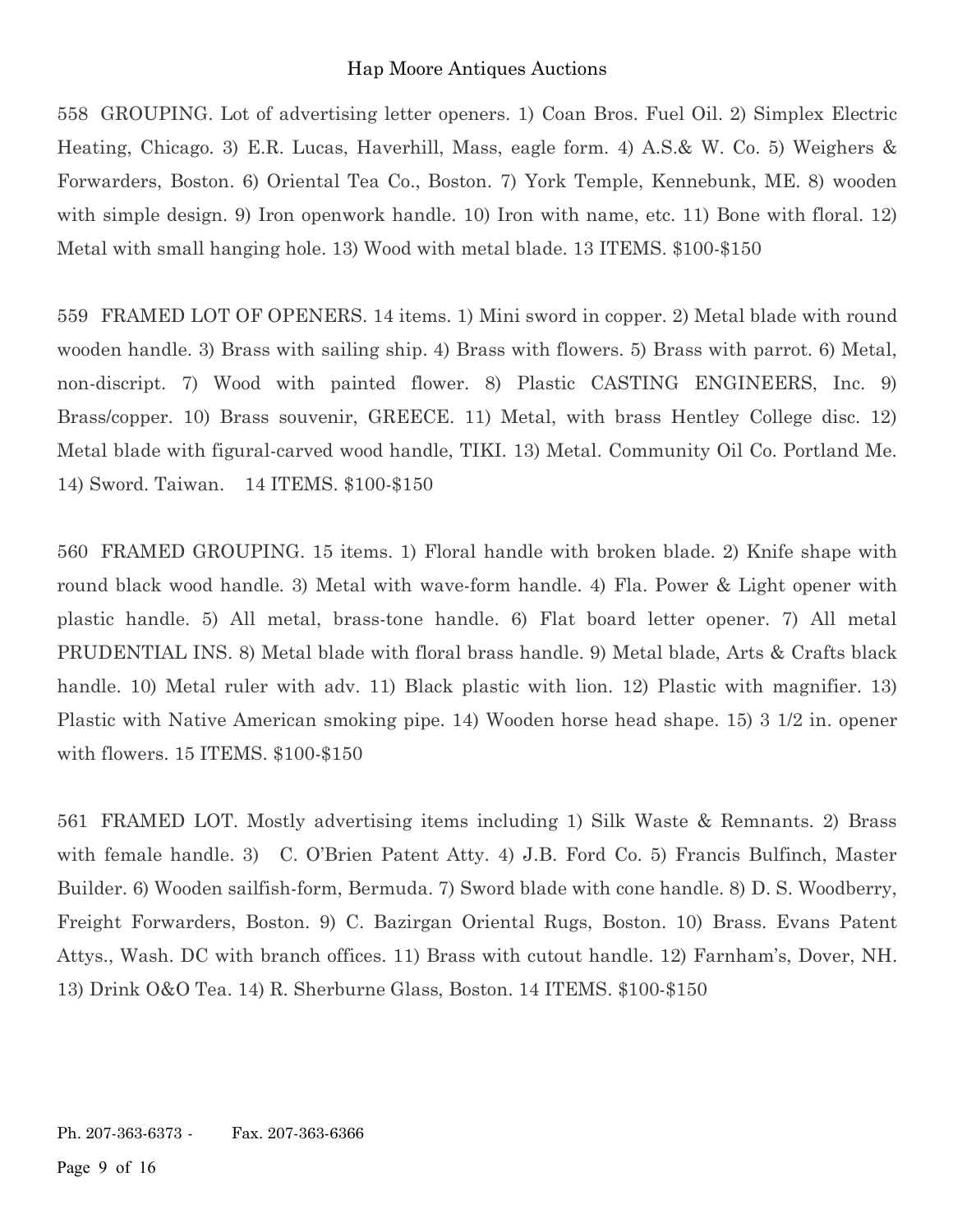558 GROUPING. Lot of advertising letter openers. 1) Coan Bros. Fuel Oil. 2) Simplex Electric Heating, Chicago. 3) E.R. Lucas, Haverhill, Mass, eagle form. 4) A.S.& W. Co. 5) Weighers & Forwarders, Boston. 6) Oriental Tea Co., Boston. 7) York Temple, Kennebunk, ME. 8) wooden with simple design. 9) Iron openwork handle. 10) Iron with name, etc. 11) Bone with floral. 12) Metal with small hanging hole. 13) Wood with metal blade. 13 ITEMS. $100-$150

559 FRAMED LOT OF OPENERS. 14 items. 1) Mini sword in copper. 2) Metal blade with round wooden handle. 3) Brass with sailing ship. 4) Brass with flowers. 5) Brass with parrot. 6) Metal, non-discript. 7) Wood with painted flower. 8) Plastic CASTING ENGINEERS, Inc. 9) Brass/copper. 10) Brass souvenir, GREECE. 11) Metal, with brass Hentley College disc. 12) Metal blade with figural-carved wood handle, TIKI. 13) Metal. Community Oil Co. Portland Me. 14) Sword. Taiwan. 14 ITEMS. $100-$150

560 FRAMED GROUPING. 15 items. 1) Floral handle with broken blade. 2) Knife shape with round black wood handle. 3) Metal with wave-form handle. 4) Fla. Power & Light opener with plastic handle. 5) All metal, brass-tone handle. 6) Flat board letter opener. 7) All metal PRUDENTIAL INS. 8) Metal blade with floral brass handle. 9) Metal blade, Arts & Crafts black handle. 10) Metal ruler with adv. 11) Black plastic with lion. 12) Plastic with magnifier. 13) Plastic with Native American smoking pipe. 14) Wooden horse head shape. 15) 3 1/2 in. opener with flowers. 15 ITEMS. $100-$150

561 FRAMED LOT. Mostly advertising items including 1) Silk Waste & Remnants. 2) Brass with female handle. 3) C. O'Brien Patent Atty. 4) J.B. Ford Co. 5) Francis Bulfinch, Master Builder. 6) Wooden sailfish-form, Bermuda. 7) Sword blade with cone handle. 8) D. S. Woodberry, Freight Forwarders, Boston. 9) C. Bazirgan Oriental Rugs, Boston. 10) Brass. Evans Patent Attys., Wash. DC with branch offices. 11) Brass with cutout handle. 12) Farnham's, Dover, NH. 13) Drink O&O Tea. 14) R. Sherburne Glass, Boston. 14 ITEMS. $100-$150

Ph. 207-363-6373 - Fax. 207-363-6366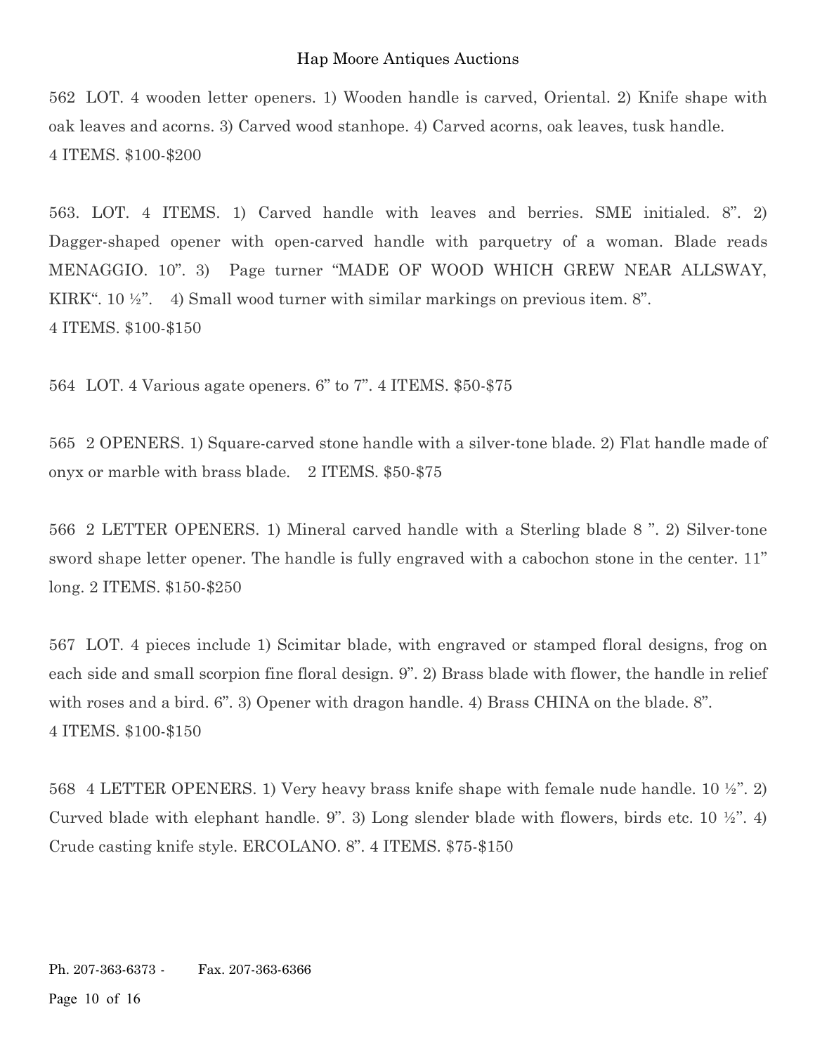562 LOT. 4 wooden letter openers. 1) Wooden handle is carved, Oriental. 2) Knife shape with oak leaves and acorns. 3) Carved wood stanhope. 4) Carved acorns, oak leaves, tusk handle.
4 ITEMS. $100-$200

563. LOT. 4 ITEMS. 1) Carved handle with leaves and berries. SME initialed. 8". 2) Dagger-shaped opener with open-carved handle with parquetry of a woman. Blade reads MENAGGIO. 10". 3) Page turner "MADE OF WOOD WHICH GREW NEAR ALLSWAY, KIRK". 10 ½". 4) Small wood turner with similar markings on previous item. 8".
4 ITEMS. $100-$150

564 LOT. 4 Various agate openers. 6" to 7". 4 ITEMS. $50-$75

565 2 OPENERS. 1) Square-carved stone handle with a silver-tone blade. 2) Flat handle made of onyx or marble with brass blade. 2 ITEMS. $50-$75

566 2 LETTER OPENERS. 1) Mineral carved handle with a Sterling blade 8 ". 2) Silver-tone sword shape letter opener. The handle is fully engraved with a cabochon stone in the center. 11" long. 2 ITEMS. $150-$250

567 LOT. 4 pieces include 1) Scimitar blade, with engraved or stamped floral designs, frog on each side and small scorpion fine floral design. 9". 2) Brass blade with flower, the handle in relief with roses and a bird. 6". 3) Opener with dragon handle. 4) Brass CHINA on the blade. 8".
4 ITEMS. $100-$150

568 4 LETTER OPENERS. 1) Very heavy brass knife shape with female nude handle. 10 ½". 2) Curved blade with elephant handle. 9". 3) Long slender blade with flowers, birds etc. 10 ½". 4) Crude casting knife style. ERCOLANO. 8". 4 ITEMS. $75-$150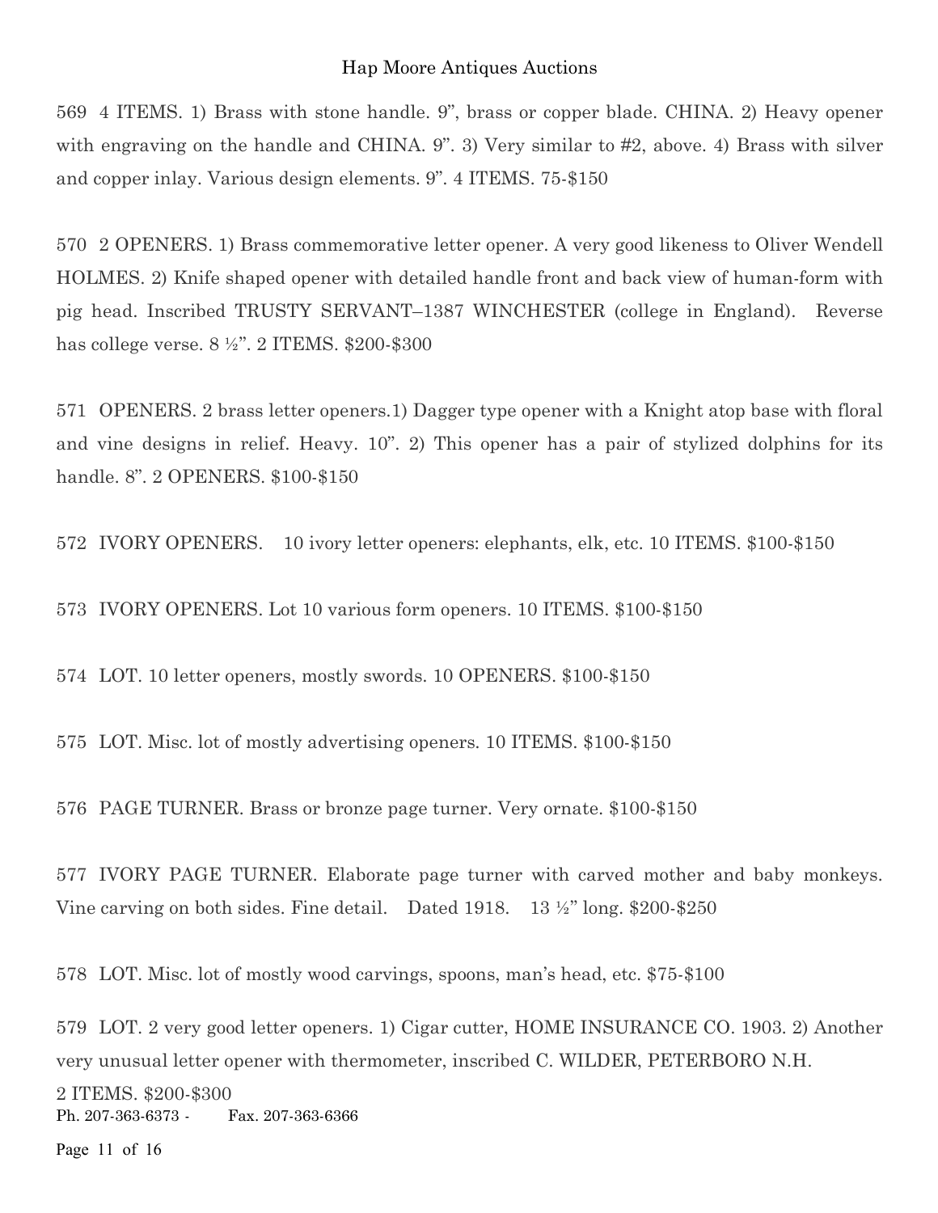569 4 ITEMS. 1) Brass with stone handle. 9", brass or copper blade. CHINA. 2) Heavy opener with engraving on the handle and CHINA. 9". 3) Very similar to #2, above. 4) Brass with silver and copper inlay. Various design elements. 9". 4 ITEMS. 75-$150

570 2 OPENERS. 1) Brass commemorative letter opener. A very good likeness to Oliver Wendell HOLMES. 2) Knife shaped opener with detailed handle front and back view of human-form with pig head. Inscribed TRUSTY SERVANT–1387 WINCHESTER (college in England). Reverse has college verse. 8 ½". 2 ITEMS. $200-$300

571 OPENERS. 2 brass letter openers.1) Dagger type opener with a Knight atop base with floral and vine designs in relief. Heavy. 10". 2) This opener has a pair of stylized dolphins for its handle. 8". 2 OPENERS. $100-$150

572 IVORY OPENERS. 10 ivory letter openers: elephants, elk, etc. 10 ITEMS. $100-$150

573 IVORY OPENERS. Lot 10 various form openers. 10 ITEMS. $100-$150

574 LOT. 10 letter openers, mostly swords. 10 OPENERS. $100-$150

575 LOT. Misc. lot of mostly advertising openers. 10 ITEMS. $100-$150

576 PAGE TURNER. Brass or bronze page turner. Very ornate. $100-$150

577 IVORY PAGE TURNER. Elaborate page turner with carved mother and baby monkeys. Vine carving on both sides. Fine detail. Dated 1918. 13 ½" long. $200-$250

578 LOT. Misc. lot of mostly wood carvings, spoons, man's head, etc. $75-$100

579 LOT. 2 very good letter openers. 1) Cigar cutter, HOME INSURANCE CO. 1903. 2) Another very unusual letter opener with thermometer, inscribed C. WILDER, PETERBORO N.H.
2 ITEMS. $200-$300

Ph. 207-363-6373 - Fax. 207-363-6366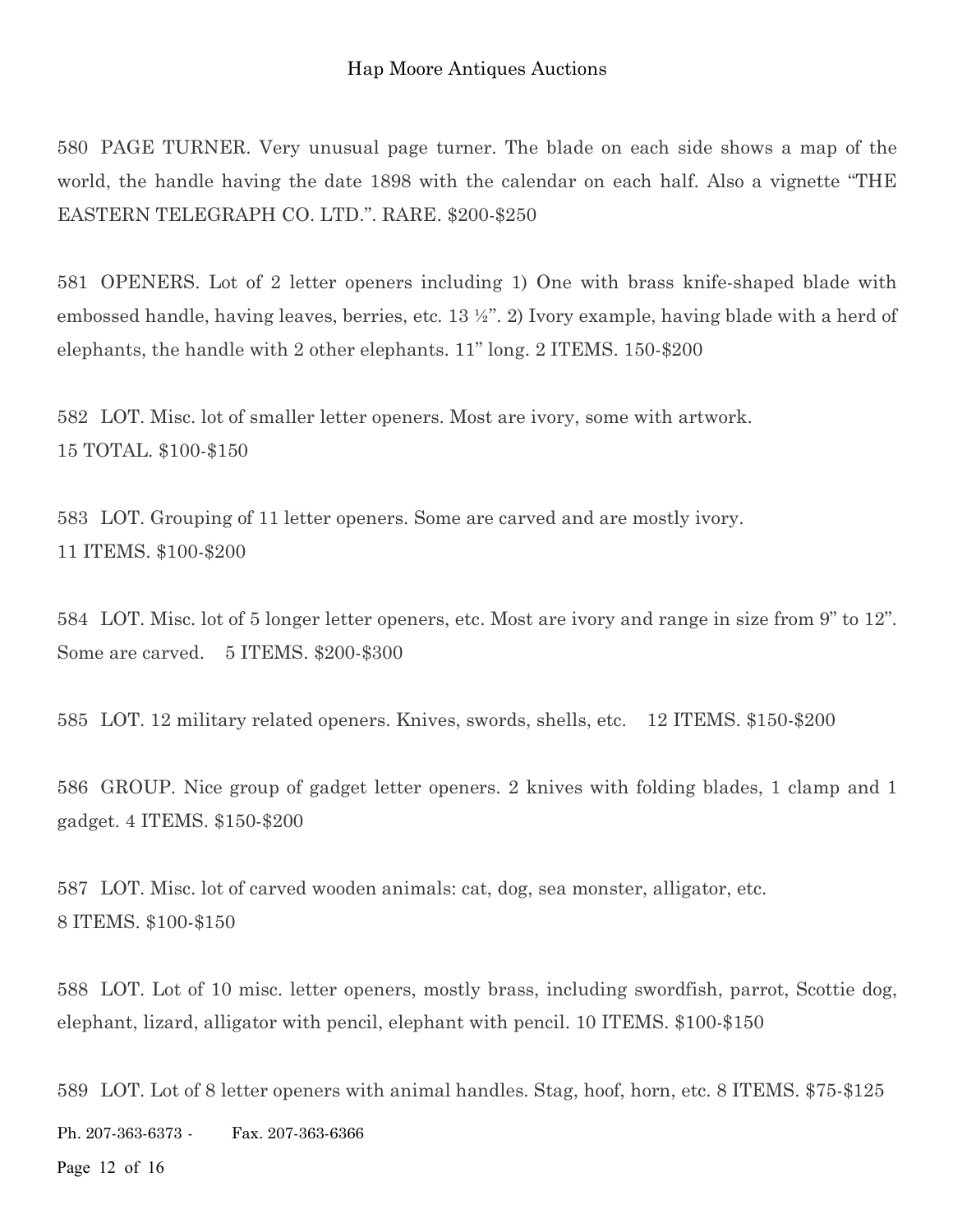580 PAGE TURNER. Very unusual page turner. The blade on each side shows a map of the world, the handle having the date 1898 with the calendar on each half. Also a vignette "THE EASTERN TELEGRAPH CO. LTD.". RARE. $200-$250

581 OPENERS. Lot of 2 letter openers including 1) One with brass knife-shaped blade with embossed handle, having leaves, berries, etc. 13 ½". 2) Ivory example, having blade with a herd of elephants, the handle with 2 other elephants. 11" long. 2 ITEMS. 150-$200

582 LOT. Misc. lot of smaller letter openers. Most are ivory, some with artwork.
15 TOTAL. $100-$150

583 LOT. Grouping of 11 letter openers. Some are carved and are mostly ivory.
11 ITEMS. $100-$200

584 LOT. Misc. lot of 5 longer letter openers, etc. Most are ivory and range in size from 9" to 12". Some are carved. 5 ITEMS. $200-$300

585 LOT. 12 military related openers. Knives, swords, shells, etc. 12 ITEMS. $150-$200

586 GROUP. Nice group of gadget letter openers. 2 knives with folding blades, 1 clamp and 1 gadget. 4 ITEMS. $150-$200

587 LOT. Misc. lot of carved wooden animals: cat, dog, sea monster, alligator, etc.
8 ITEMS. $100-$150

588 LOT. Lot of 10 misc. letter openers, mostly brass, including swordfish, parrot, Scottie dog, elephant, lizard, alligator with pencil, elephant with pencil. 10 ITEMS. $100-$150

589 LOT. Lot of 8 letter openers with animal handles. Stag, hoof, horn, etc. 8 ITEMS. $75-$125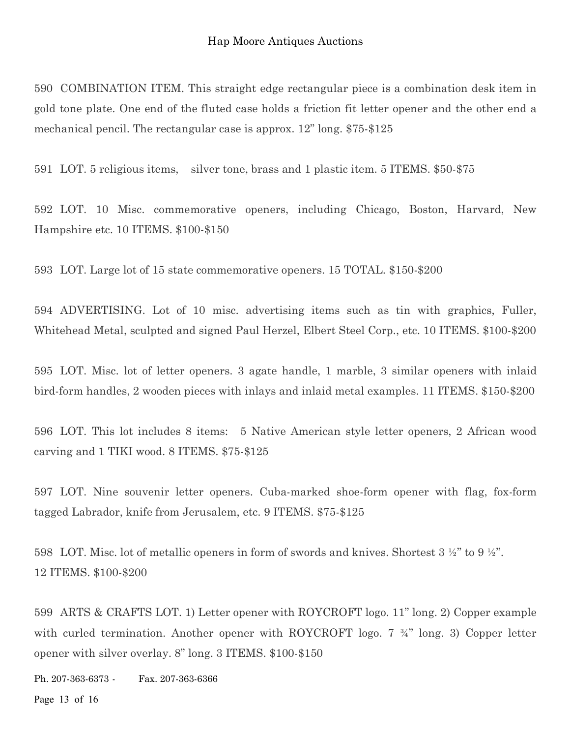590 COMBINATION ITEM. This straight edge rectangular piece is a combination desk item in gold tone plate. One end of the fluted case holds a friction fit letter opener and the other end a mechanical pencil. The rectangular case is approx. 12" long. $75-$125

591 LOT. 5 religious items, silver tone, brass and 1 plastic item. 5 ITEMS. $50-$75

592 LOT. 10 Misc. commemorative openers, including Chicago, Boston, Harvard, New Hampshire etc. 10 ITEMS. $100-$150

593 LOT. Large lot of 15 state commemorative openers. 15 TOTAL. $150-$200

594 ADVERTISING. Lot of 10 misc. advertising items such as tin with graphics, Fuller, Whitehead Metal, sculpted and signed Paul Herzel, Elbert Steel Corp., etc. 10 ITEMS. $100-$200

595 LOT. Misc. lot of letter openers. 3 agate handle, 1 marble, 3 similar openers with inlaid bird-form handles, 2 wooden pieces with inlays and inlaid metal examples. 11 ITEMS. $150-$200

596 LOT. This lot includes 8 items: 5 Native American style letter openers, 2 African wood carving and 1 TIKI wood. 8 ITEMS. $75-$125

597 LOT. Nine souvenir letter openers. Cuba-marked shoe-form opener with flag, fox-form tagged Labrador, knife from Jerusalem, etc. 9 ITEMS. $75-$125

598 LOT. Misc. lot of metallic openers in form of swords and knives. Shortest 3 ½" to 9 ½".
12 ITEMS. $100-$200

599 ARTS & CRAFTS LOT. 1) Letter opener with ROYCROFT logo. 11" long. 2) Copper example with curled termination. Another opener with ROYCROFT logo. 7 ¾" long. 3) Copper letter opener with silver overlay. 8" long. 3 ITEMS. $100-$150

Ph. 207-363-6373 - Fax. 207-363-6366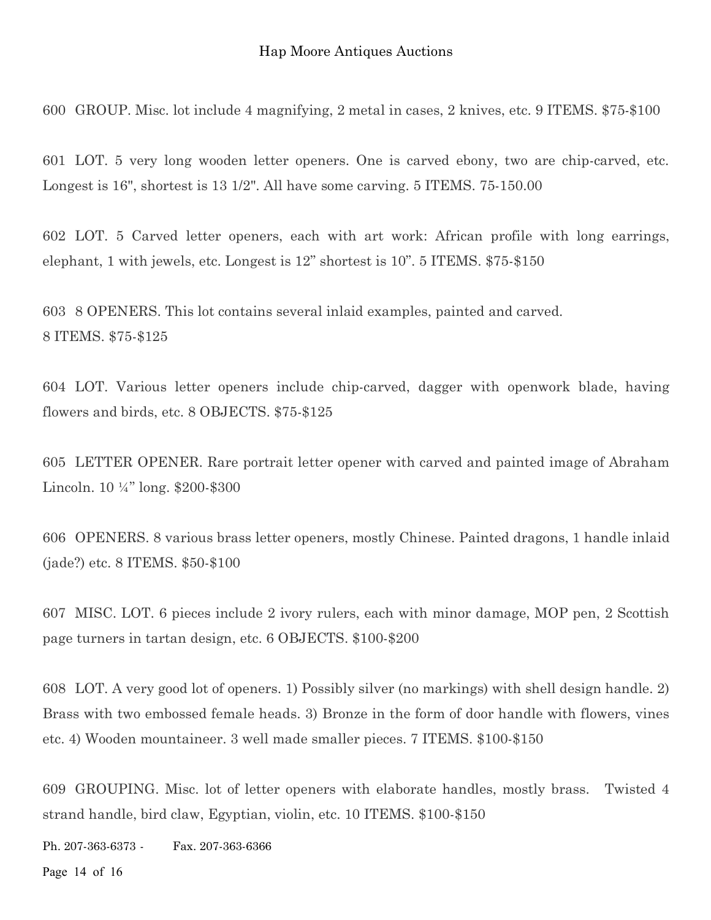600 GROUP. Misc. lot include 4 magnifying, 2 metal in cases, 2 knives, etc. 9 ITEMS. $75-$100

601 LOT. 5 very long wooden letter openers. One is carved ebony, two are chip-carved, etc. Longest is 16", shortest is 13 1/2". All have some carving. 5 ITEMS. 75-150.00

602 LOT. 5 Carved letter openers, each with art work: African profile with long earrings, elephant, 1 with jewels, etc. Longest is 12" shortest is 10". 5 ITEMS. $75-$150

603 8 OPENERS. This lot contains several inlaid examples, painted and carved.
8 ITEMS. $75-$125

604 LOT. Various letter openers include chip-carved, dagger with openwork blade, having flowers and birds, etc. 8 OBJECTS. $75-$125

605 LETTER OPENER. Rare portrait letter opener with carved and painted image of Abraham Lincoln. 10 ¼" long. $200-$300

606 OPENERS. 8 various brass letter openers, mostly Chinese. Painted dragons, 1 handle inlaid (jade?) etc. 8 ITEMS. $50-$100

607 MISC. LOT. 6 pieces include 2 ivory rulers, each with minor damage, MOP pen, 2 Scottish page turners in tartan design, etc. 6 OBJECTS. $100-$200

608 LOT. A very good lot of openers. 1) Possibly silver (no markings) with shell design handle. 2) Brass with two embossed female heads. 3) Bronze in the form of door handle with flowers, vines etc. 4) Wooden mountaineer. 3 well made smaller pieces. 7 ITEMS. $100-$150

609 GROUPING. Misc. lot of letter openers with elaborate handles, mostly brass. Twisted 4 strand handle, bird claw, Egyptian, violin, etc. 10 ITEMS. $100-$150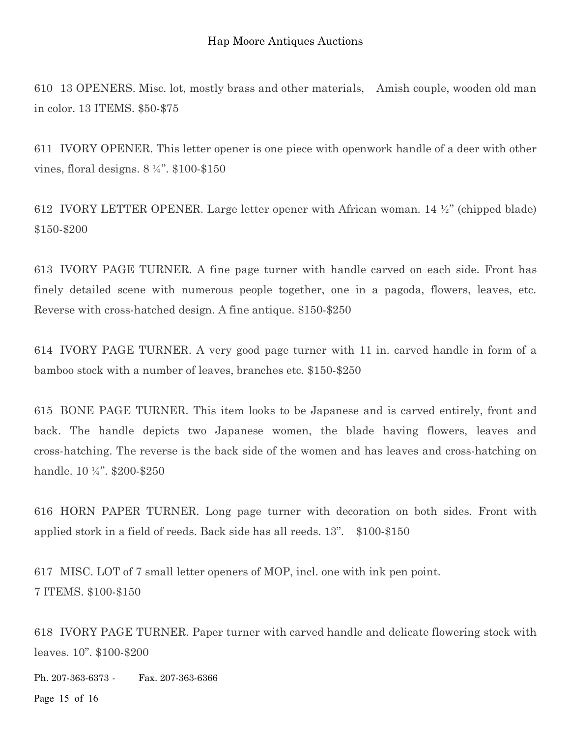610 13 OPENERS. Misc. lot, mostly brass and other materials, Amish couple, wooden old man in color. 13 ITEMS. $50-$75

611 IVORY OPENER. This letter opener is one piece with openwork handle of a deer with other vines, floral designs. 8 ¼". $100-$150

612 IVORY LETTER OPENER. Large letter opener with African woman. 14 ½" (chipped blade) $150-$200

613 IVORY PAGE TURNER. A fine page turner with handle carved on each side. Front has finely detailed scene with numerous people together, one in a pagoda, flowers, leaves, etc. Reverse with cross-hatched design. A fine antique. $150-$250

614 IVORY PAGE TURNER. A very good page turner with 11 in. carved handle in form of a bamboo stock with a number of leaves, branches etc. $150-$250

615 BONE PAGE TURNER. This item looks to be Japanese and is carved entirely, front and back. The handle depicts two Japanese women, the blade having flowers, leaves and cross-hatching. The reverse is the back side of the women and has leaves and cross-hatching on handle. 10 ¼". $200-$250

616 HORN PAPER TURNER. Long page turner with decoration on both sides. Front with applied stork in a field of reeds. Back side has all reeds. 13". $100-$150

617 MISC. LOT of 7 small letter openers of MOP, incl. one with ink pen point.
7 ITEMS. $100-$150

618 IVORY PAGE TURNER. Paper turner with carved handle and delicate flowering stock with leaves. 10". $100-$200

Ph. 207-363-6373 - Fax. 207-363-6366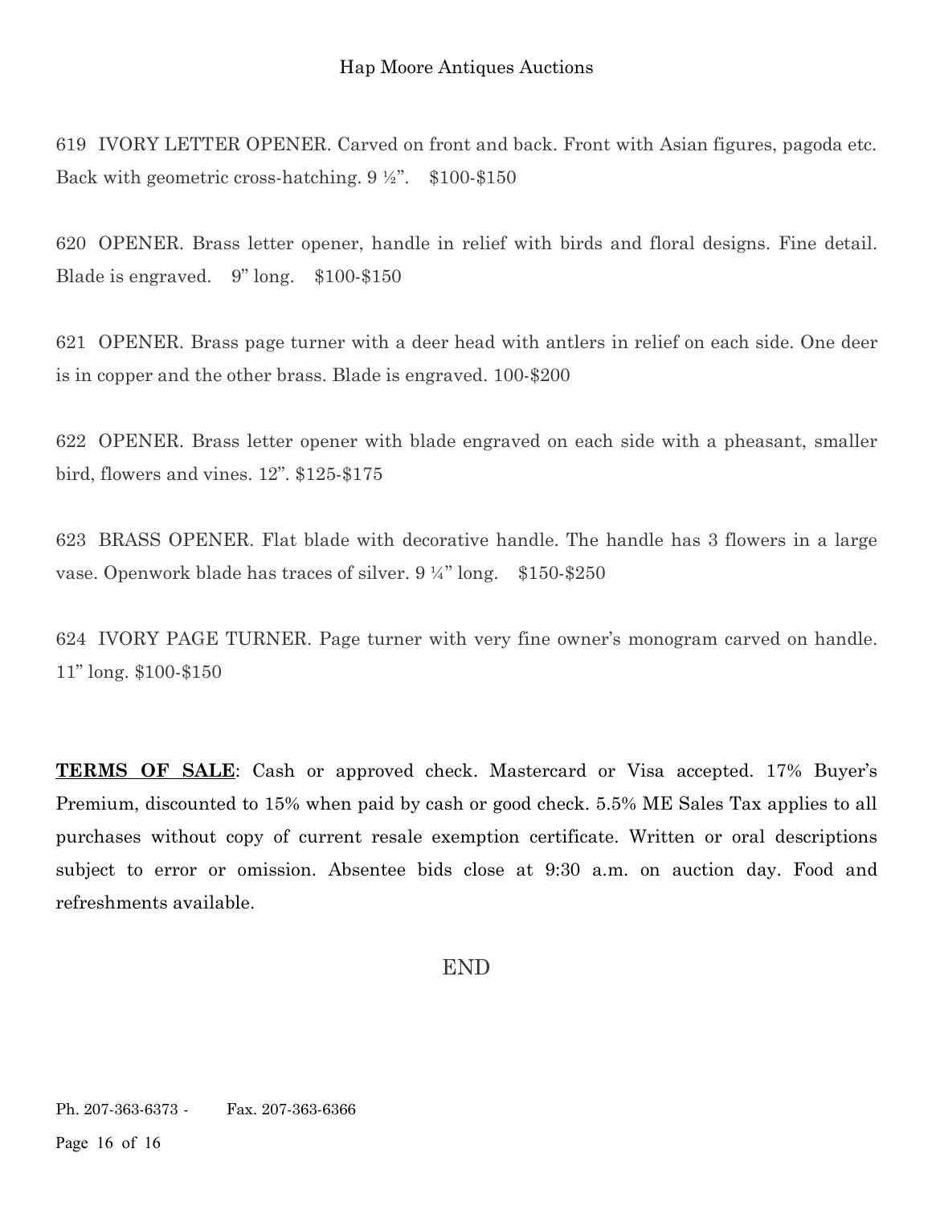619 IVORY LETTER OPENER. Carved on front and back. Front with Asian figures, pagoda etc. Back with geometric cross-hatching. 9 ½". $100-$150

620 OPENER. Brass letter opener, handle in relief with birds and floral designs. Fine detail. Blade is engraved. 9" long. $100-$150

621 OPENER. Brass page turner with a deer head with antlers in relief on each side. One deer is in copper and the other brass. Blade is engraved. 100-$200

622 OPENER. Brass letter opener with blade engraved on each side with a pheasant, smaller bird, flowers and vines. 12". $125-$175

623 BRASS OPENER. Flat blade with decorative handle. The handle has 3 flowers in a large vase. Openwork blade has traces of silver. 9 ¼" long. $150-$250

624 IVORY PAGE TURNER. Page turner with very fine owner's monogram carved on handle. 11" long. $100-$150

**TERMS OF SALE**: Cash or approved check. Mastercard or Visa accepted. 17% Buyer's Premium, discounted to 15% when paid by cash or good check. 5.5% ME Sales Tax applies to all purchases without copy of current resale exemption certificate. Written or oral descriptions subject to error or omission. Absentee bids close at 9:30 a.m. on auction day. Food and refreshments available.

END

Ph. 207-363-6373 - Fax. 207-363-6366